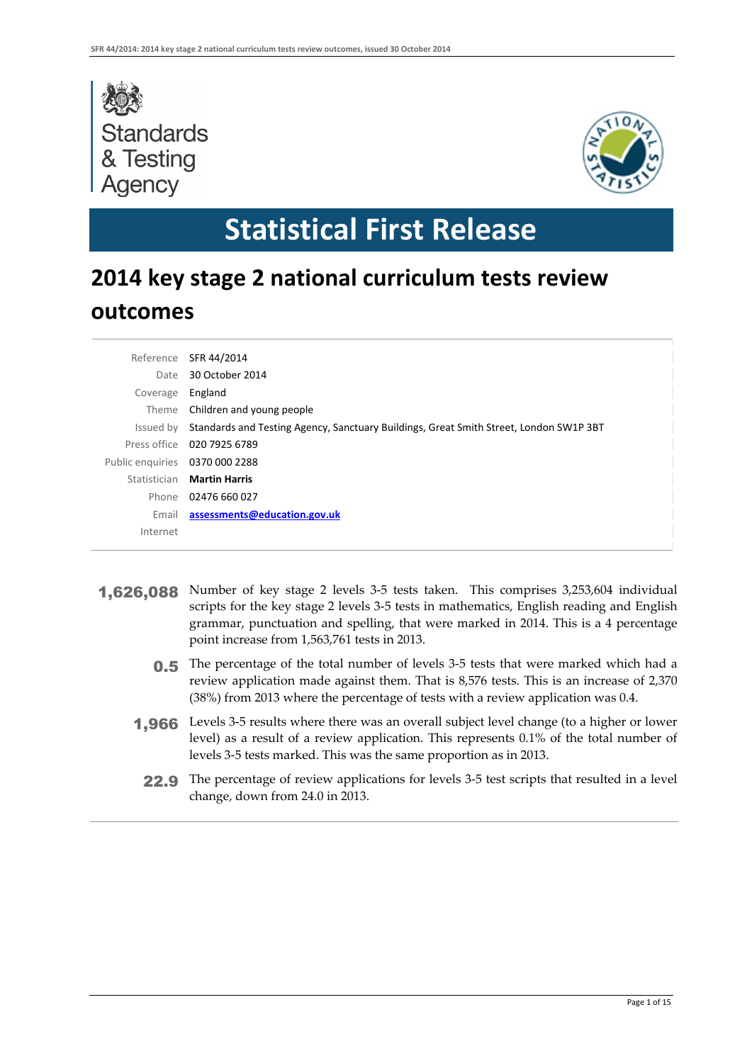Standards & Testing Agency

# Statistical First Release

## 2014 key stage 2 national curriculum tests review outcomes

| | |
|---|---|
| Reference | SFR 44/2014 |
| Date | 30 October 2014 |
| Coverage | England |
| Theme | Children and young people |
| Issued by | Standards and Testing Agency, Sanctuary Buildings, Great Smith Street, London SW1P 3BT |
| Press office | 020 7925 6789 |
| Public enquiries | 0370 000 2288 |
| Statistician | **Martin Harris** |
| Phone | 02476 660 027 |
| Email | **assessments@education.gov.uk** |
| Internet | |

**1,626,088** Number of key stage 2 levels 3-5 tests taken. This comprises 3,253,604 individual scripts for the key stage 2 levels 3-5 tests in mathematics, English reading and English grammar, punctuation and spelling, that were marked in 2014. This is a 4 percentage point increase from 1,563,761 tests in 2013.

**0.5** The percentage of the total number of levels 3-5 tests that were marked which had a review application made against them. That is 8,576 tests. This is an increase of 2,370 (38%) from 2013 where the percentage of tests with a review application was 0.4.

**1,966** Levels 3-5 results where there was an overall subject level change (to a higher or lower level) as a result of a review application. This represents 0.1% of the total number of levels 3-5 tests marked. This was the same proportion as in 2013.

**22.9** The percentage of review applications for levels 3-5 test scripts that resulted in a level change, down from 24.0 in 2013.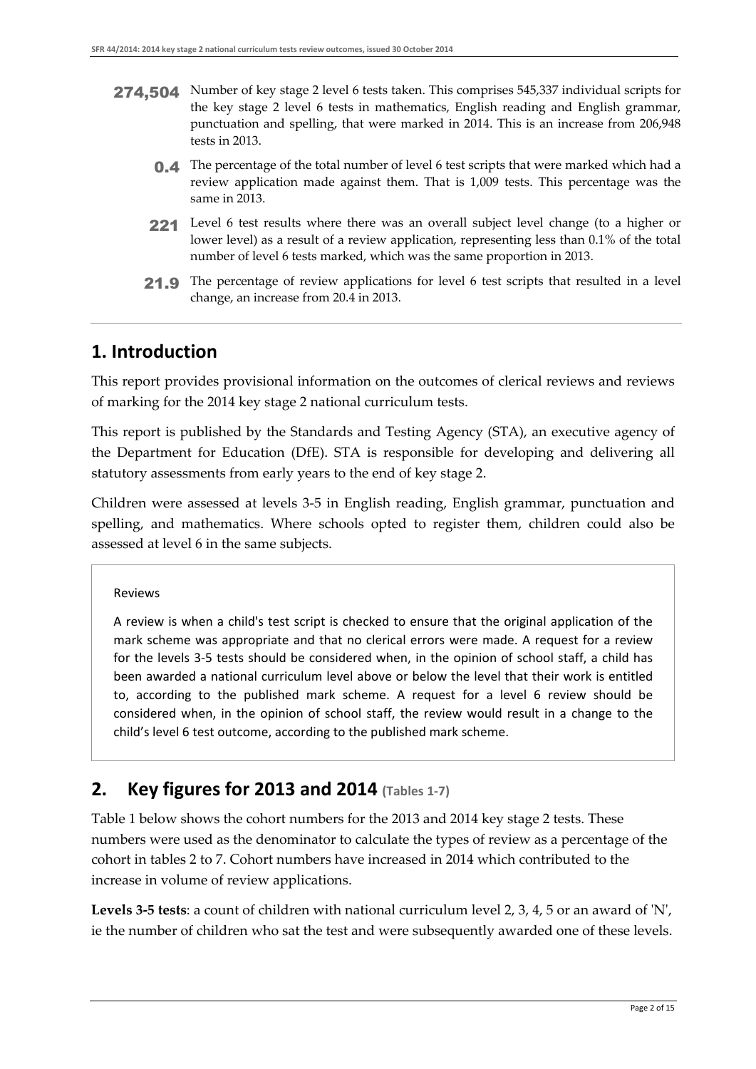**274,504** Number of key stage 2 level 6 tests taken. This comprises 545,337 individual scripts for the key stage 2 level 6 tests in mathematics, English reading and English grammar, punctuation and spelling, that were marked in 2014. This is an increase from 206,948 tests in 2013.

**0.4** The percentage of the total number of level 6 test scripts that were marked which had a review application made against them. That is 1,009 tests. This percentage was the same in 2013.

**221** Level 6 test results where there was an overall subject level change (to a higher or lower level) as a result of a review application, representing less than 0.1% of the total number of level 6 tests marked, which was the same proportion in 2013.

**21.9** The percentage of review applications for level 6 test scripts that resulted in a level change, an increase from 20.4 in 2013.

## 1. Introduction

This report provides provisional information on the outcomes of clerical reviews and reviews of marking for the 2014 key stage 2 national curriculum tests.

This report is published by the Standards and Testing Agency (STA), an executive agency of the Department for Education (DfE). STA is responsible for developing and delivering all statutory assessments from early years to the end of key stage 2.

Children were assessed at levels 3-5 in English reading, English grammar, punctuation and spelling, and mathematics. Where schools opted to register them, children could also be assessed at level 6 in the same subjects.

> Reviews
>
> A review is when a child's test script is checked to ensure that the original application of the mark scheme was appropriate and that no clerical errors were made. A request for a review for the levels 3-5 tests should be considered when, in the opinion of school staff, a child has been awarded a national curriculum level above or below the level that their work is entitled to, according to the published mark scheme. A request for a level 6 review should be considered when, in the opinion of school staff, the review would result in a change to the child's level 6 test outcome, according to the published mark scheme.

## 2. Key figures for 2013 and 2014 (Tables 1-7)

Table 1 below shows the cohort numbers for the 2013 and 2014 key stage 2 tests. These numbers were used as the denominator to calculate the types of review as a percentage of the cohort in tables 2 to 7. Cohort numbers have increased in 2014 which contributed to the increase in volume of review applications.

**Levels 3-5 tests**: a count of children with national curriculum level 2, 3, 4, 5 or an award of 'N', ie the number of children who sat the test and were subsequently awarded one of these levels.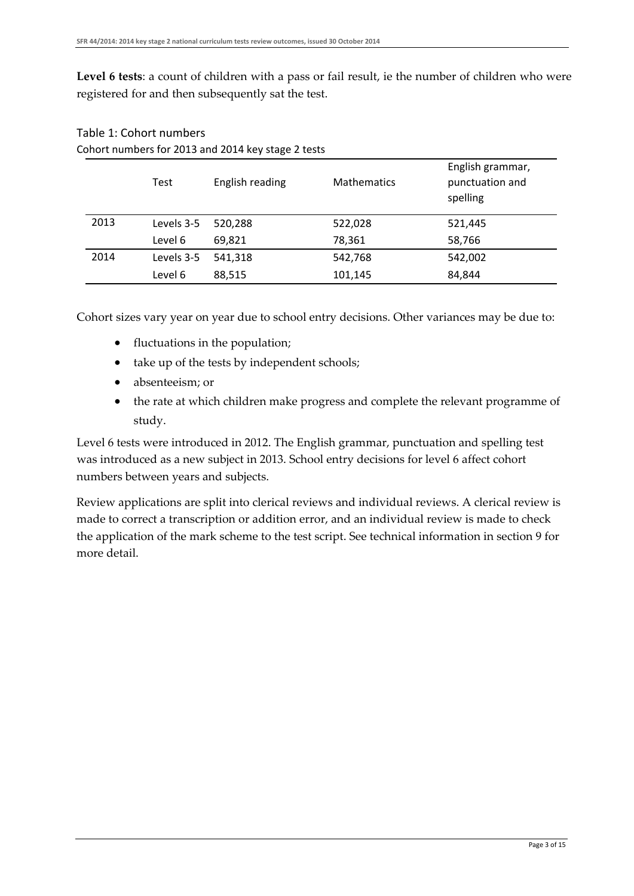**Level 6 tests**: a count of children with a pass or fail result, ie the number of children who were registered for and then subsequently sat the test.

### Table 1: Cohort numbers

Cohort numbers for 2013 and 2014 key stage 2 tests

| | Test | English reading | Mathematics | English grammar, punctuation and spelling |
|---|---|---|---|---|
| 2013 | Levels 3-5 | 520,288 | 522,028 | 521,445 |
| | Level 6 | 69,821 | 78,361 | 58,766 |
| 2014 | Levels 3-5 | 541,318 | 542,768 | 542,002 |
| | Level 6 | 88,515 | 101,145 | 84,844 |

Cohort sizes vary year on year due to school entry decisions. Other variances may be due to:

- fluctuations in the population;
- take up of the tests by independent schools;
- absenteeism; or
- the rate at which children make progress and complete the relevant programme of study.

Level 6 tests were introduced in 2012. The English grammar, punctuation and spelling test was introduced as a new subject in 2013. School entry decisions for level 6 affect cohort numbers between years and subjects.

Review applications are split into clerical reviews and individual reviews. A clerical review is made to correct a transcription or addition error, and an individual review is made to check the application of the mark scheme to the test script. See technical information in section 9 for more detail.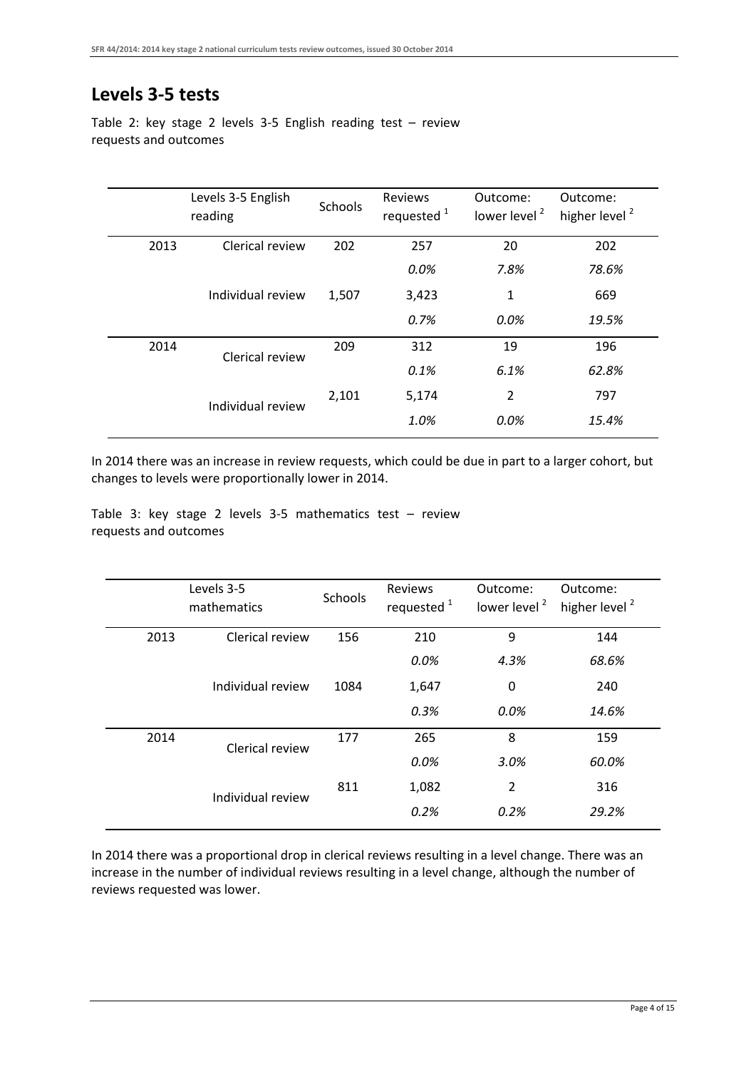## Levels 3-5 tests

Table 2: key stage 2 levels 3-5 English reading test – review requests and outcomes

| | Levels 3-5 English reading | Schools | Reviews requested [1] | Outcome: lower level [2] | Outcome: higher level [2] |
|---|---|---|---|---|---|
| 2013 | Clerical review | 202 | 257 | 20 | 202 |
| | | | *0.0%* | *7.8%* | *78.6%* |
| | Individual review | 1,507 | 3,423 | 1 | 669 |
| | | | *0.7%* | *0.0%* | *19.5%* |
| 2014 | Clerical review | 209 | 312 | 19 | 196 |
| | | | *0.1%* | *6.1%* | *62.8%* |
| | Individual review | 2,101 | 5,174 | 2 | 797 |
| | | | *1.0%* | *0.0%* | *15.4%* |

In 2014 there was an increase in review requests, which could be due in part to a larger cohort, but changes to levels were proportionally lower in 2014.

Table 3: key stage 2 levels 3-5 mathematics test – review requests and outcomes

| | Levels 3-5 mathematics | Schools | Reviews requested [1] | Outcome: lower level [2] | Outcome: higher level [2] |
|---|---|---|---|---|---|
| 2013 | Clerical review | 156 | 210 | 9 | 144 |
| | | | *0.0%* | *4.3%* | *68.6%* |
| | Individual review | 1084 | 1,647 | 0 | 240 |
| | | | *0.3%* | *0.0%* | *14.6%* |
| 2014 | Clerical review | 177 | 265 | 8 | 159 |
| | | | *0.0%* | *3.0%* | *60.0%* |
| | Individual review | 811 | 1,082 | 2 | 316 |
| | | | *0.2%* | *0.2%* | *29.2%* |

In 2014 there was a proportional drop in clerical reviews resulting in a level change. There was an increase in the number of individual reviews resulting in a level change, although the number of reviews requested was lower.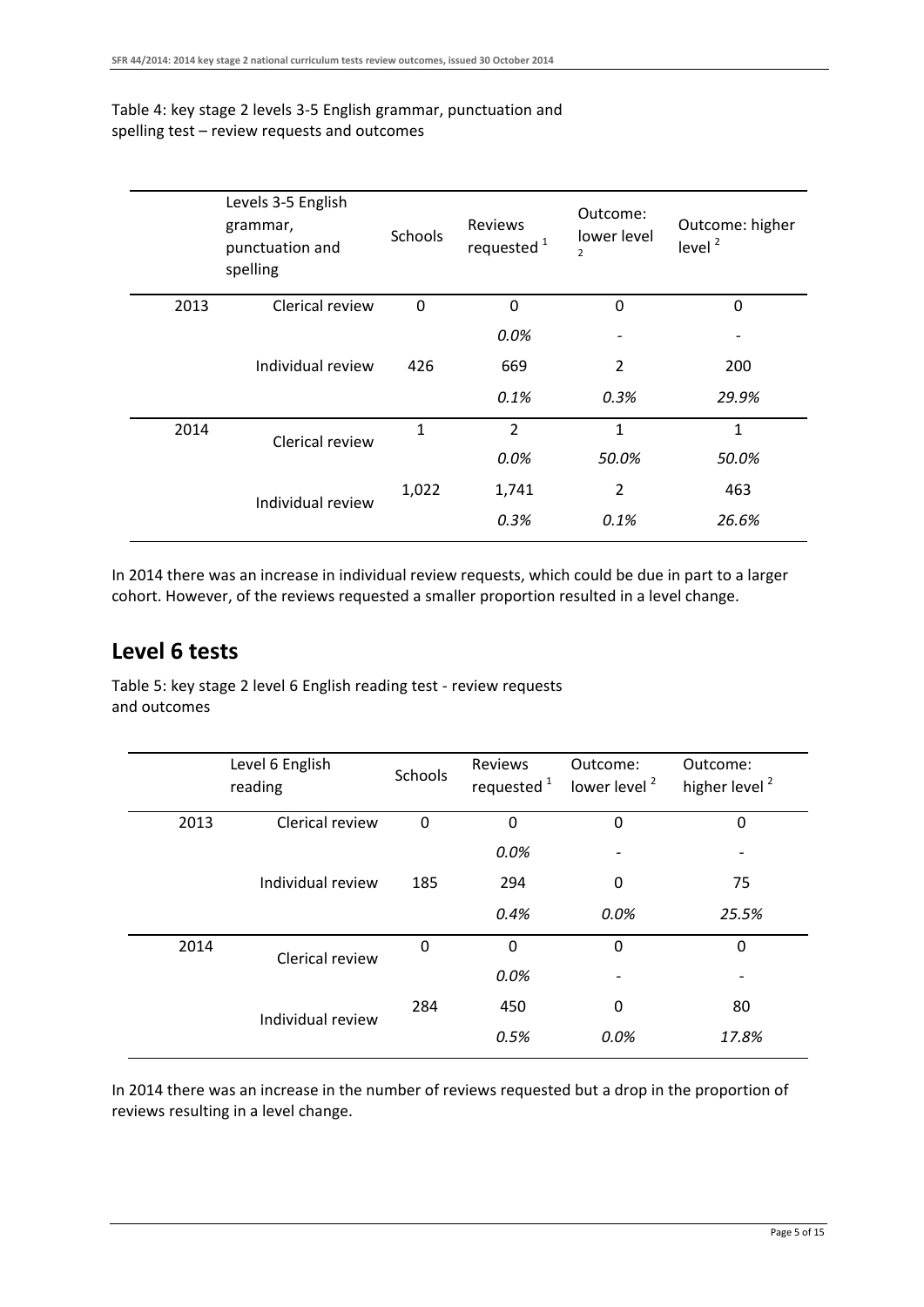Table 4: key stage 2 levels 3-5 English grammar, punctuation and spelling test – review requests and outcomes

| | Levels 3-5 English grammar, punctuation and spelling | Schools | Reviews requested [1] | Outcome: lower level [2] | Outcome: higher level [2] |
|---|---|---|---|---|---|
| 2013 | Clerical review | 0 | 0 | 0 | 0 |
| | | | *0.0%* | - | - |
| | Individual review | 426 | 669 | 2 | 200 |
| | | | *0.1%* | *0.3%* | *29.9%* |
| 2014 | Clerical review | 1 | 2 | 1 | 1 |
| | | | *0.0%* | *50.0%* | *50.0%* |
| | Individual review | 1,022 | 1,741 | 2 | 463 |
| | | | *0.3%* | *0.1%* | *26.6%* |

In 2014 there was an increase in individual review requests, which could be due in part to a larger cohort. However, of the reviews requested a smaller proportion resulted in a level change.

## Level 6 tests

Table 5: key stage 2 level 6 English reading test - review requests and outcomes

| | Level 6 English reading | Schools | Reviews requested [1] | Outcome: lower level [2] | Outcome: higher level [2] |
|---|---|---|---|---|---|
| 2013 | Clerical review | 0 | 0 | 0 | 0 |
| | | | *0.0%* | - | - |
| | Individual review | 185 | 294 | 0 | 75 |
| | | | *0.4%* | *0.0%* | *25.5%* |
| 2014 | Clerical review | 0 | 0 | 0 | 0 |
| | | | *0.0%* | - | - |
| | Individual review | 284 | 450 | 0 | 80 |
| | | | *0.5%* | *0.0%* | *17.8%* |

In 2014 there was an increase in the number of reviews requested but a drop in the proportion of reviews resulting in a level change.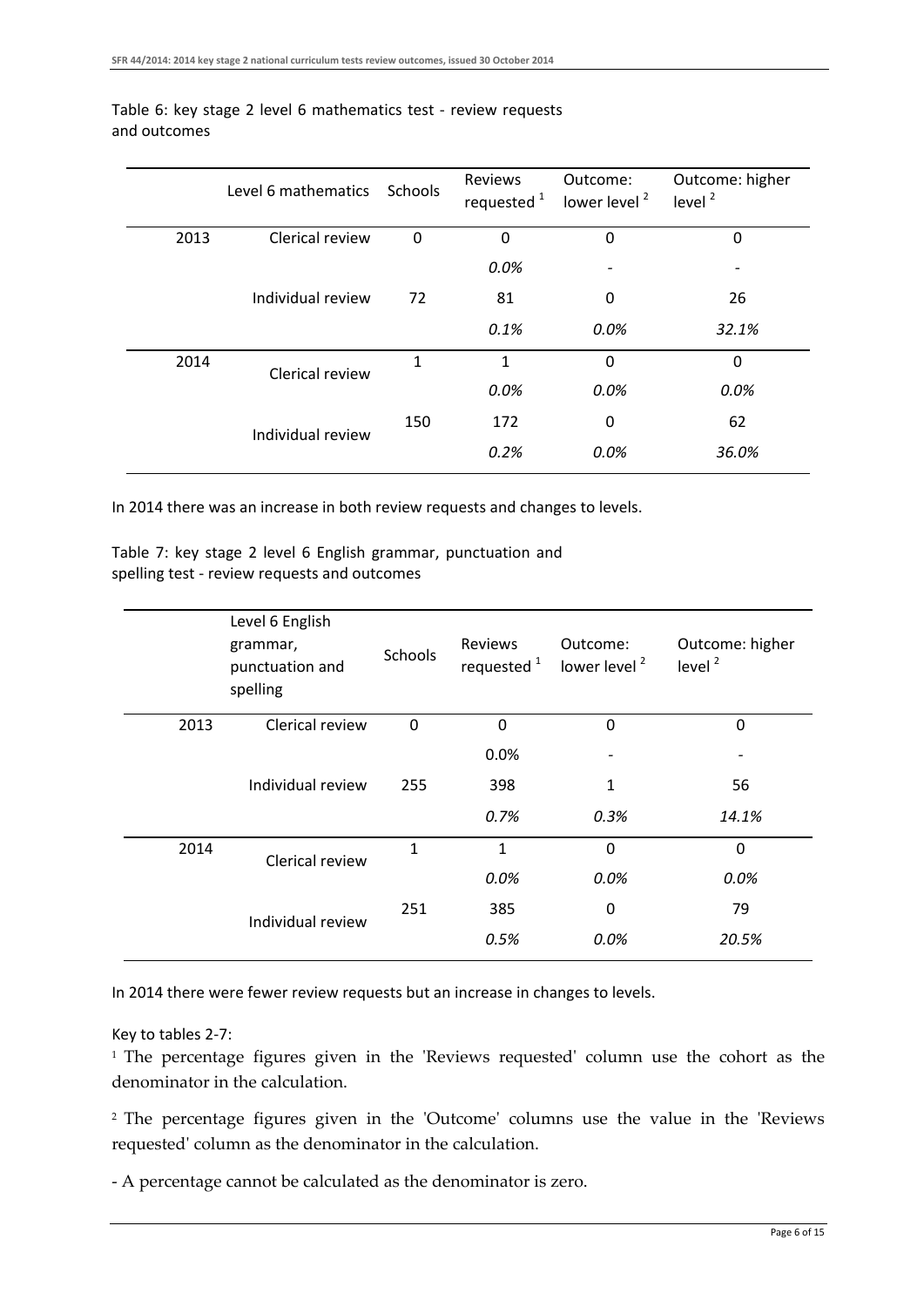Table 6: key stage 2 level 6 mathematics test - review requests and outcomes

| | Level 6 mathematics | Schools | Reviews requested [1] | Outcome: lower level [2] | Outcome: higher level [2] |
|---|---|---|---|---|---|
| 2013 | Clerical review | 0 | 0 | 0 | 0 |
| | | | *0.0%* | - | - |
| | Individual review | 72 | 81 | 0 | 26 |
| | | | *0.1%* | *0.0%* | *32.1%* |
| 2014 | Clerical review | 1 | 1 | 0 | 0 |
| | | | *0.0%* | *0.0%* | *0.0%* |
| | Individual review | 150 | 172 | 0 | 62 |
| | | | *0.2%* | *0.0%* | *36.0%* |

In 2014 there was an increase in both review requests and changes to levels.

Table 7: key stage 2 level 6 English grammar, punctuation and spelling test - review requests and outcomes

| | Level 6 English grammar, punctuation and spelling | Schools | Reviews requested [1] | Outcome: lower level [2] | Outcome: higher level [2] |
|---|---|---|---|---|---|
| 2013 | Clerical review | 0 | 0 | 0 | 0 |
| | | | 0.0% | - | - |
| | Individual review | 255 | 398 | 1 | 56 |
| | | | *0.7%* | *0.3%* | *14.1%* |
| 2014 | Clerical review | 1 | 1 | 0 | 0 |
| | | | *0.0%* | *0.0%* | *0.0%* |
| | Individual review | 251 | 385 | 0 | 79 |
| | | | *0.5%* | *0.0%* | *20.5%* |

In 2014 there were fewer review requests but an increase in changes to levels.

Key to tables 2-7:

[1] The percentage figures given in the 'Reviews requested' column use the cohort as the denominator in the calculation.

[2] The percentage figures given in the 'Outcome' columns use the value in the 'Reviews requested' column as the denominator in the calculation.

- A percentage cannot be calculated as the denominator is zero.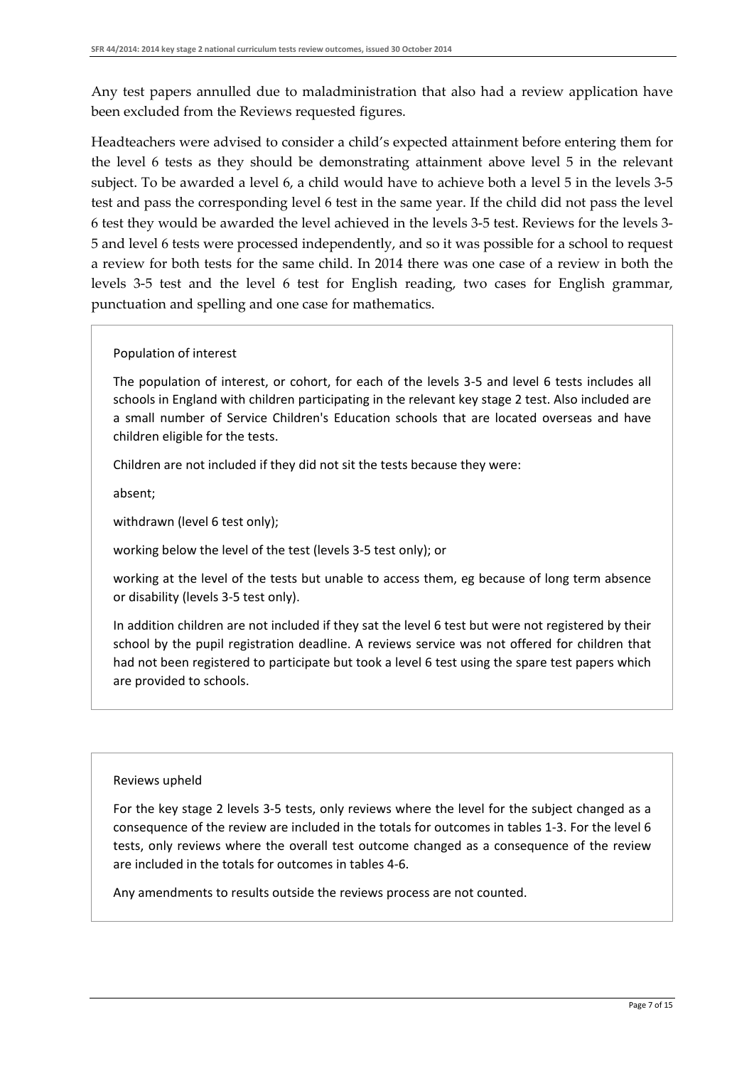Any test papers annulled due to maladministration that also had a review application have been excluded from the Reviews requested figures.

Headteachers were advised to consider a child's expected attainment before entering them for the level 6 tests as they should be demonstrating attainment above level 5 in the relevant subject. To be awarded a level 6, a child would have to achieve both a level 5 in the levels 3-5 test and pass the corresponding level 6 test in the same year. If the child did not pass the level 6 test they would be awarded the level achieved in the levels 3-5 test. Reviews for the levels 3-5 and level 6 tests were processed independently, and so it was possible for a school to request a review for both tests for the same child. In 2014 there was one case of a review in both the levels 3-5 test and the level 6 test for English reading, two cases for English grammar, punctuation and spelling and one case for mathematics.

Population of interest

The population of interest, or cohort, for each of the levels 3-5 and level 6 tests includes all schools in England with children participating in the relevant key stage 2 test. Also included are a small number of Service Children's Education schools that are located overseas and have children eligible for the tests.

Children are not included if they did not sit the tests because they were:

absent;

withdrawn (level 6 test only);

working below the level of the test (levels 3-5 test only); or

working at the level of the tests but unable to access them, eg because of long term absence or disability (levels 3-5 test only).

In addition children are not included if they sat the level 6 test but were not registered by their school by the pupil registration deadline. A reviews service was not offered for children that had not been registered to participate but took a level 6 test using the spare test papers which are provided to schools.

Reviews upheld

For the key stage 2 levels 3-5 tests, only reviews where the level for the subject changed as a consequence of the review are included in the totals for outcomes in tables 1-3. For the level 6 tests, only reviews where the overall test outcome changed as a consequence of the review are included in the totals for outcomes in tables 4-6.

Any amendments to results outside the reviews process are not counted.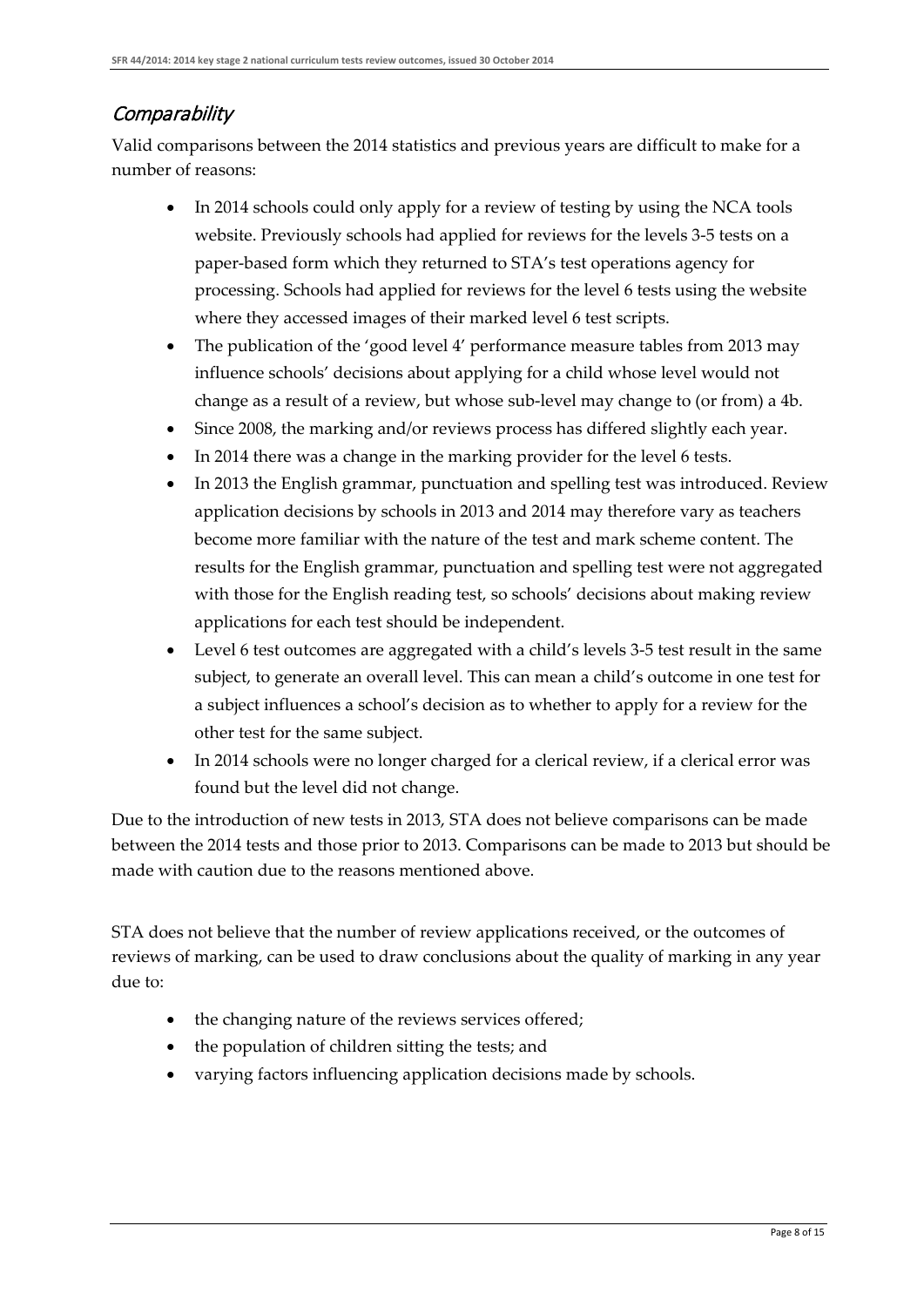## *Comparability*

Valid comparisons between the 2014 statistics and previous years are difficult to make for a number of reasons:

- In 2014 schools could only apply for a review of testing by using the NCA tools website. Previously schools had applied for reviews for the levels 3-5 tests on a paper-based form which they returned to STA's test operations agency for processing. Schools had applied for reviews for the level 6 tests using the website where they accessed images of their marked level 6 test scripts.
- The publication of the 'good level 4' performance measure tables from 2013 may influence schools' decisions about applying for a child whose level would not change as a result of a review, but whose sub-level may change to (or from) a 4b.
- Since 2008, the marking and/or reviews process has differed slightly each year.
- In 2014 there was a change in the marking provider for the level 6 tests.
- In 2013 the English grammar, punctuation and spelling test was introduced. Review application decisions by schools in 2013 and 2014 may therefore vary as teachers become more familiar with the nature of the test and mark scheme content. The results for the English grammar, punctuation and spelling test were not aggregated with those for the English reading test, so schools' decisions about making review applications for each test should be independent.
- Level 6 test outcomes are aggregated with a child's levels 3-5 test result in the same subject, to generate an overall level. This can mean a child's outcome in one test for a subject influences a school's decision as to whether to apply for a review for the other test for the same subject.
- In 2014 schools were no longer charged for a clerical review, if a clerical error was found but the level did not change.

Due to the introduction of new tests in 2013, STA does not believe comparisons can be made between the 2014 tests and those prior to 2013. Comparisons can be made to 2013 but should be made with caution due to the reasons mentioned above.

STA does not believe that the number of review applications received, or the outcomes of reviews of marking, can be used to draw conclusions about the quality of marking in any year due to:

- the changing nature of the reviews services offered;
- the population of children sitting the tests; and
- varying factors influencing application decisions made by schools.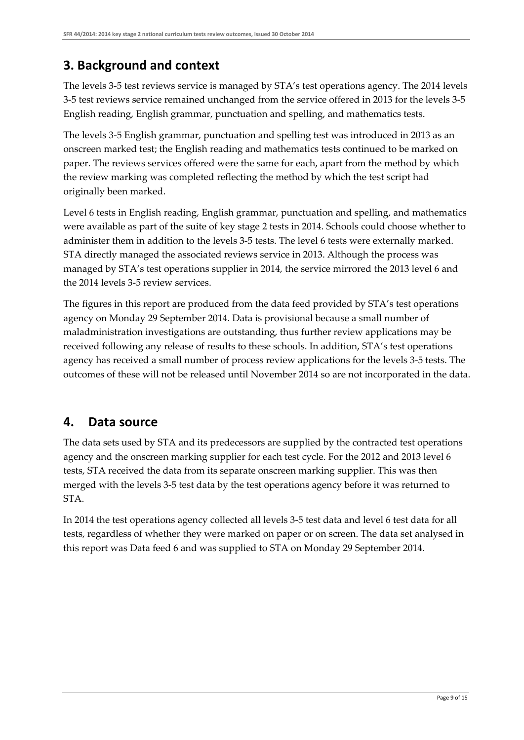## 3. Background and context

The levels 3-5 test reviews service is managed by STA's test operations agency. The 2014 levels 3-5 test reviews service remained unchanged from the service offered in 2013 for the levels 3-5 English reading, English grammar, punctuation and spelling, and mathematics tests.

The levels 3-5 English grammar, punctuation and spelling test was introduced in 2013 as an onscreen marked test; the English reading and mathematics tests continued to be marked on paper. The reviews services offered were the same for each, apart from the method by which the review marking was completed reflecting the method by which the test script had originally been marked.

Level 6 tests in English reading, English grammar, punctuation and spelling, and mathematics were available as part of the suite of key stage 2 tests in 2014. Schools could choose whether to administer them in addition to the levels 3-5 tests. The level 6 tests were externally marked. STA directly managed the associated reviews service in 2013. Although the process was managed by STA's test operations supplier in 2014, the service mirrored the 2013 level 6 and the 2014 levels 3-5 review services.

The figures in this report are produced from the data feed provided by STA's test operations agency on Monday 29 September 2014. Data is provisional because a small number of maladministration investigations are outstanding, thus further review applications may be received following any release of results to these schools. In addition, STA's test operations agency has received a small number of process review applications for the levels 3-5 tests. The outcomes of these will not be released until November 2014 so are not incorporated in the data.

## 4. Data source

The data sets used by STA and its predecessors are supplied by the contracted test operations agency and the onscreen marking supplier for each test cycle. For the 2012 and 2013 level 6 tests, STA received the data from its separate onscreen marking supplier. This was then merged with the levels 3-5 test data by the test operations agency before it was returned to STA.

In 2014 the test operations agency collected all levels 3-5 test data and level 6 test data for all tests, regardless of whether they were marked on paper or on screen. The data set analysed in this report was Data feed 6 and was supplied to STA on Monday 29 September 2014.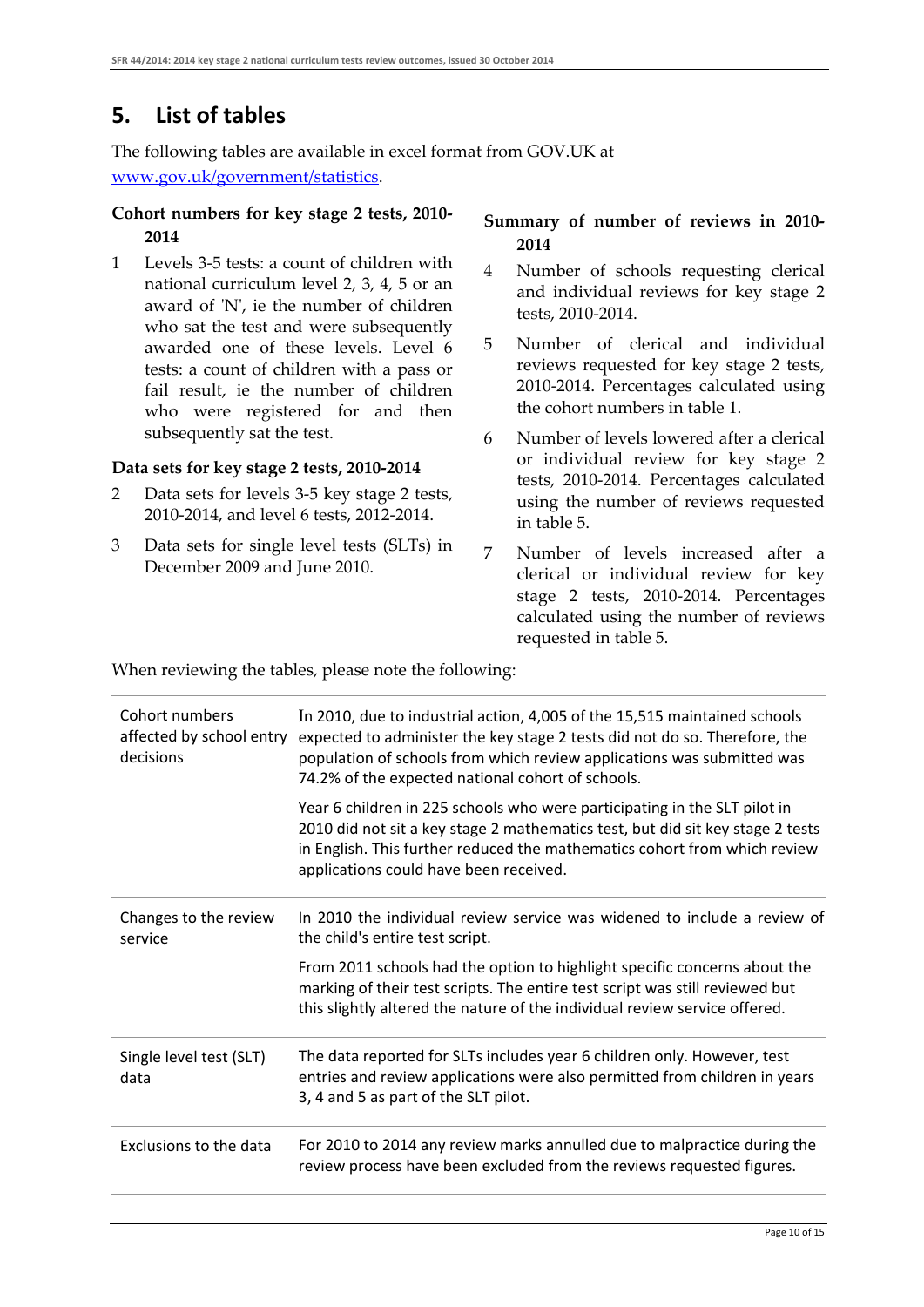## 5. List of tables

The following tables are available in excel format from GOV.UK at [www.gov.uk/government/statistics](www.gov.uk/government/statistics).

**Cohort numbers for key stage 2 tests, 2010-2014**

1. Levels 3-5 tests: a count of children with national curriculum level 2, 3, 4, 5 or an award of 'N', ie the number of children who sat the test and were subsequently awarded one of these levels. Level 6 tests: a count of children with a pass or fail result, ie the number of children who were registered for and then subsequently sat the test.

**Data sets for key stage 2 tests, 2010-2014**

2. Data sets for levels 3-5 key stage 2 tests, 2010-2014, and level 6 tests, 2012-2014.
3. Data sets for single level tests (SLTs) in December 2009 and June 2010.

**Summary of number of reviews in 2010-2014**

4. Number of schools requesting clerical and individual reviews for key stage 2 tests, 2010-2014.
5. Number of clerical and individual reviews requested for key stage 2 tests, 2010-2014. Percentages calculated using the cohort numbers in table 1.
6. Number of levels lowered after a clerical or individual review for key stage 2 tests, 2010-2014. Percentages calculated using the number of reviews requested in table 5.
7. Number of levels increased after a clerical or individual review for key stage 2 tests, 2010-2014. Percentages calculated using the number of reviews requested in table 5.

When reviewing the tables, please note the following:

| | |
|---|---|
| Cohort numbers affected by school entry decisions | In 2010, due to industrial action, 4,005 of the 15,515 maintained schools expected to administer the key stage 2 tests did not do so. Therefore, the population of schools from which review applications was submitted was 74.2% of the expected national cohort of schools.<br><br>Year 6 children in 225 schools who were participating in the SLT pilot in 2010 did not sit a key stage 2 mathematics test, but did sit key stage 2 tests in English. This further reduced the mathematics cohort from which review applications could have been received. |
| Changes to the review service | In 2010 the individual review service was widened to include a review of the child's entire test script.<br><br>From 2011 schools had the option to highlight specific concerns about the marking of their test scripts. The entire test script was still reviewed but this slightly altered the nature of the individual review service offered. |
| Single level test (SLT) data | The data reported for SLTs includes year 6 children only. However, test entries and review applications were also permitted from children in years 3, 4 and 5 as part of the SLT pilot. |
| Exclusions to the data | For 2010 to 2014 any review marks annulled due to malpractice during the review process have been excluded from the reviews requested figures. |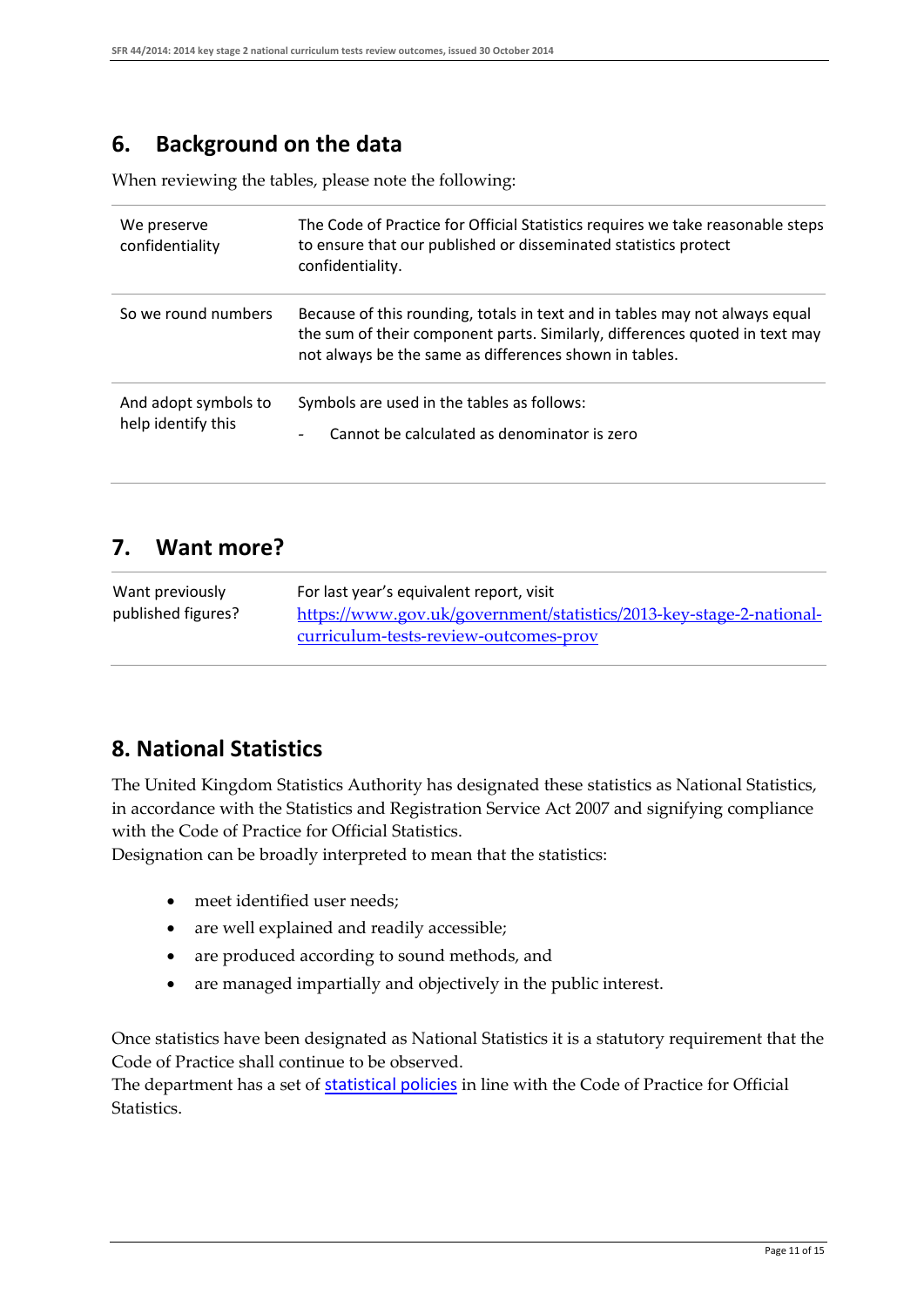## 6. Background on the data

When reviewing the tables, please note the following:

| | |
|---|---|
| We preserve confidentiality | The Code of Practice for Official Statistics requires we take reasonable steps to ensure that our published or disseminated statistics protect confidentiality. |
| So we round numbers | Because of this rounding, totals in text and in tables may not always equal the sum of their component parts. Similarly, differences quoted in text may not always be the same as differences shown in tables. |
| And adopt symbols to help identify this | Symbols are used in the tables as follows:<br>- Cannot be calculated as denominator is zero |

## 7. Want more?

| | |
|---|---|
| Want previously published figures? | For last year's equivalent report, visit [https://www.gov.uk/government/statistics/2013-key-stage-2-national-curriculum-tests-review-outcomes-prov](https://www.gov.uk/government/statistics/2013-key-stage-2-national-curriculum-tests-review-outcomes-prov) |

## 8. National Statistics

The United Kingdom Statistics Authority has designated these statistics as National Statistics, in accordance with the Statistics and Registration Service Act 2007 and signifying compliance with the Code of Practice for Official Statistics.
Designation can be broadly interpreted to mean that the statistics:

- meet identified user needs;
- are well explained and readily accessible;
- are produced according to sound methods, and
- are managed impartially and objectively in the public interest.

Once statistics have been designated as National Statistics it is a statutory requirement that the Code of Practice shall continue to be observed.
The department has a set of statistical policies in line with the Code of Practice for Official Statistics.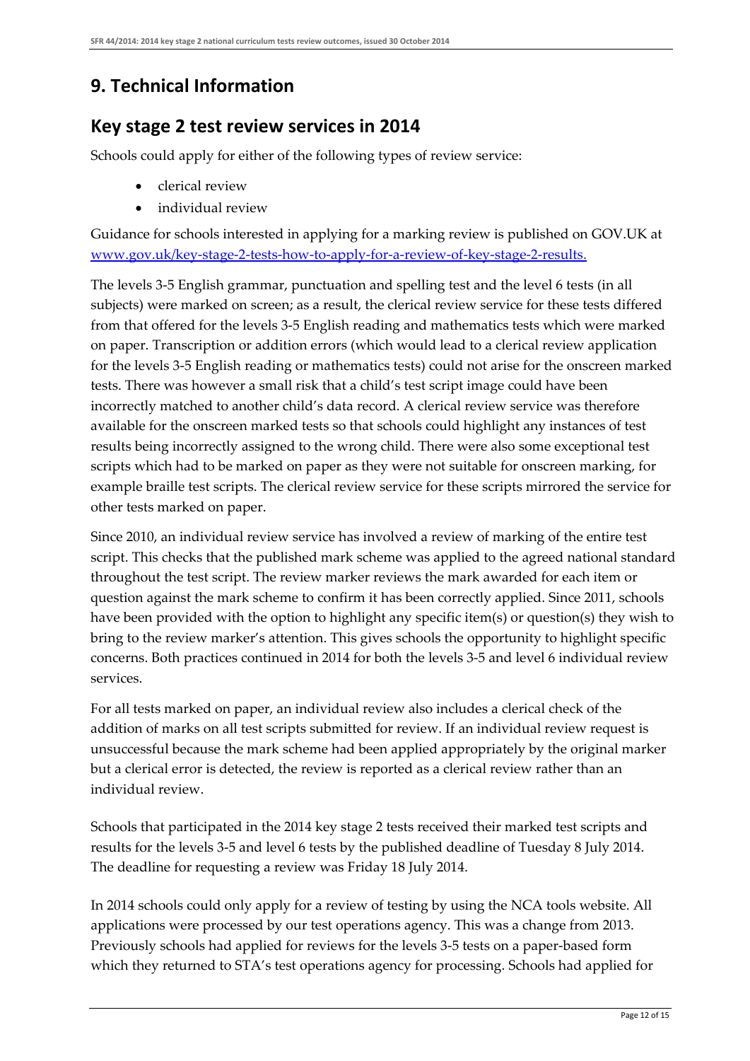## 9. Technical Information

## Key stage 2 test review services in 2014

Schools could apply for either of the following types of review service:

- clerical review
- individual review

Guidance for schools interested in applying for a marking review is published on GOV.UK at [www.gov.uk/key-stage-2-tests-how-to-apply-for-a-review-of-key-stage-2-results.](www.gov.uk/key-stage-2-tests-how-to-apply-for-a-review-of-key-stage-2-results)

The levels 3-5 English grammar, punctuation and spelling test and the level 6 tests (in all subjects) were marked on screen; as a result, the clerical review service for these tests differed from that offered for the levels 3-5 English reading and mathematics tests which were marked on paper. Transcription or addition errors (which would lead to a clerical review application for the levels 3-5 English reading or mathematics tests) could not arise for the onscreen marked tests. There was however a small risk that a child's test script image could have been incorrectly matched to another child's data record. A clerical review service was therefore available for the onscreen marked tests so that schools could highlight any instances of test results being incorrectly assigned to the wrong child. There were also some exceptional test scripts which had to be marked on paper as they were not suitable for onscreen marking, for example braille test scripts. The clerical review service for these scripts mirrored the service for other tests marked on paper.

Since 2010, an individual review service has involved a review of marking of the entire test script. This checks that the published mark scheme was applied to the agreed national standard throughout the test script. The review marker reviews the mark awarded for each item or question against the mark scheme to confirm it has been correctly applied. Since 2011, schools have been provided with the option to highlight any specific item(s) or question(s) they wish to bring to the review marker's attention. This gives schools the opportunity to highlight specific concerns. Both practices continued in 2014 for both the levels 3-5 and level 6 individual review services.

For all tests marked on paper, an individual review also includes a clerical check of the addition of marks on all test scripts submitted for review. If an individual review request is unsuccessful because the mark scheme had been applied appropriately by the original marker but a clerical error is detected, the review is reported as a clerical review rather than an individual review.

Schools that participated in the 2014 key stage 2 tests received their marked test scripts and results for the levels 3-5 and level 6 tests by the published deadline of Tuesday 8 July 2014. The deadline for requesting a review was Friday 18 July 2014.

In 2014 schools could only apply for a review of testing by using the NCA tools website. All applications were processed by our test operations agency. This was a change from 2013. Previously schools had applied for reviews for the levels 3-5 tests on a paper-based form which they returned to STA's test operations agency for processing. Schools had applied for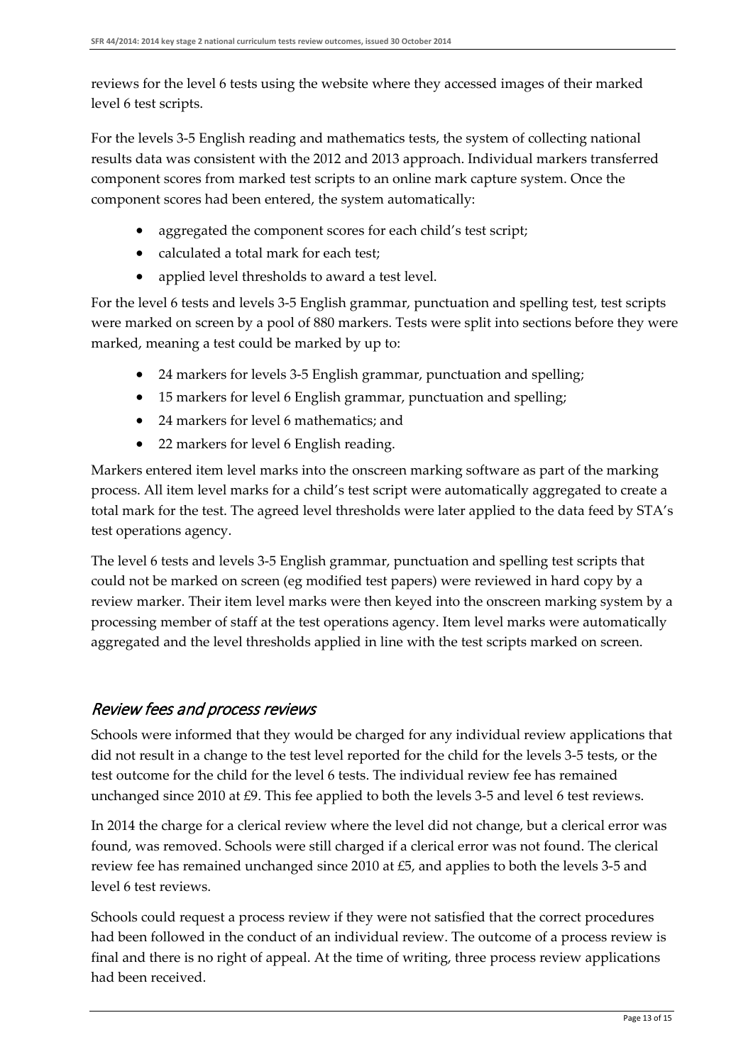reviews for the level 6 tests using the website where they accessed images of their marked level 6 test scripts.

For the levels 3-5 English reading and mathematics tests, the system of collecting national results data was consistent with the 2012 and 2013 approach. Individual markers transferred component scores from marked test scripts to an online mark capture system. Once the component scores had been entered, the system automatically:

- aggregated the component scores for each child's test script;
- calculated a total mark for each test;
- applied level thresholds to award a test level.

For the level 6 tests and levels 3-5 English grammar, punctuation and spelling test, test scripts were marked on screen by a pool of 880 markers. Tests were split into sections before they were marked, meaning a test could be marked by up to:

- 24 markers for levels 3-5 English grammar, punctuation and spelling;
- 15 markers for level 6 English grammar, punctuation and spelling;
- 24 markers for level 6 mathematics; and
- 22 markers for level 6 English reading.

Markers entered item level marks into the onscreen marking software as part of the marking process. All item level marks for a child's test script were automatically aggregated to create a total mark for the test. The agreed level thresholds were later applied to the data feed by STA's test operations agency.

The level 6 tests and levels 3-5 English grammar, punctuation and spelling test scripts that could not be marked on screen (eg modified test papers) were reviewed in hard copy by a review marker. Their item level marks were then keyed into the onscreen marking system by a processing member of staff at the test operations agency. Item level marks were automatically aggregated and the level thresholds applied in line with the test scripts marked on screen.

## *Review fees and process reviews*

Schools were informed that they would be charged for any individual review applications that did not result in a change to the test level reported for the child for the levels 3-5 tests, or the test outcome for the child for the level 6 tests. The individual review fee has remained unchanged since 2010 at £9. This fee applied to both the levels 3-5 and level 6 test reviews.

In 2014 the charge for a clerical review where the level did not change, but a clerical error was found, was removed. Schools were still charged if a clerical error was not found. The clerical review fee has remained unchanged since 2010 at £5, and applies to both the levels 3-5 and level 6 test reviews.

Schools could request a process review if they were not satisfied that the correct procedures had been followed in the conduct of an individual review. The outcome of a process review is final and there is no right of appeal. At the time of writing, three process review applications had been received.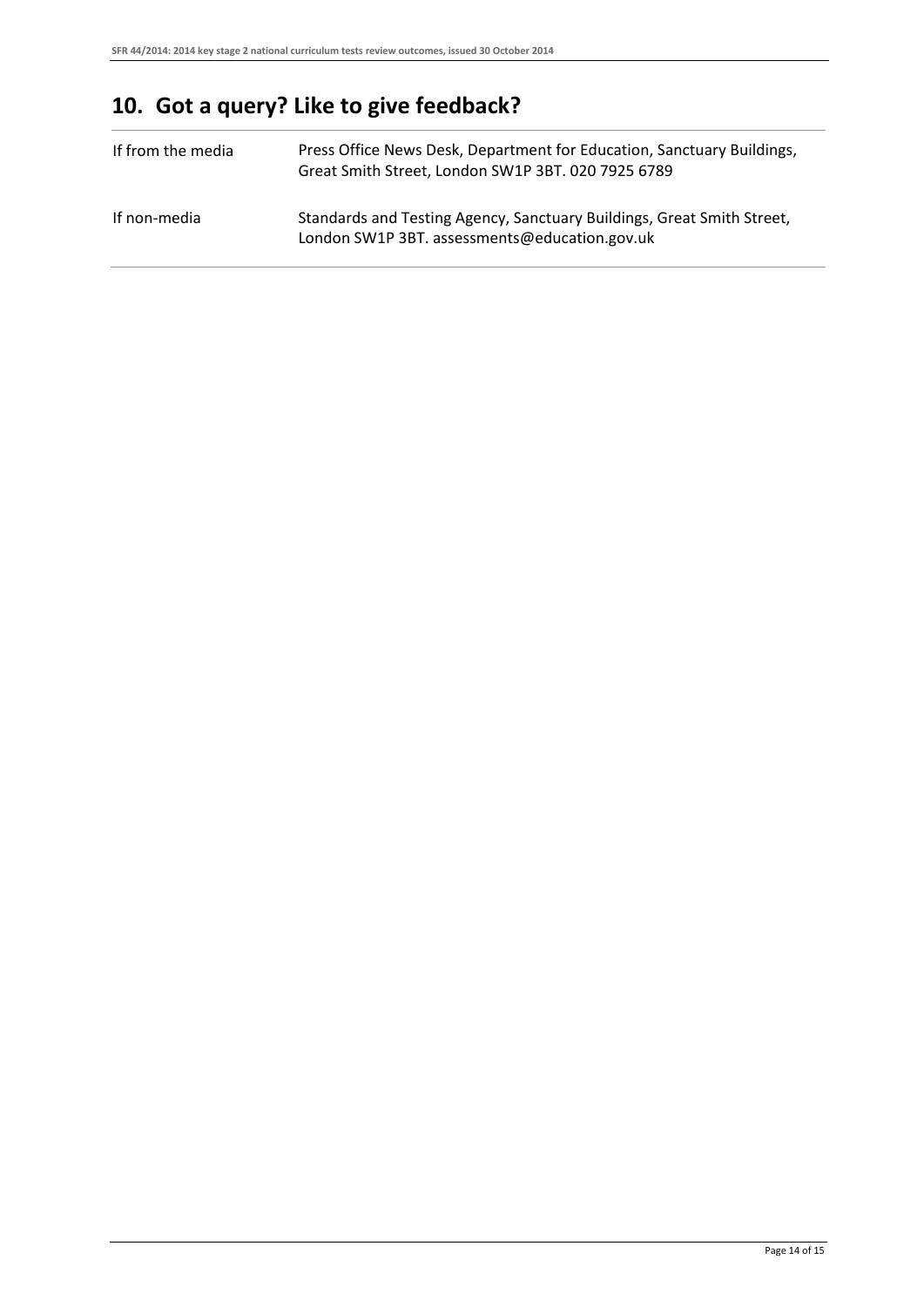## 10. Got a query? Like to give feedback?

| | |
|---|---|
| If from the media | Press Office News Desk, Department for Education, Sanctuary Buildings, Great Smith Street, London SW1P 3BT. 020 7925 6789 |
| If non-media | Standards and Testing Agency, Sanctuary Buildings, Great Smith Street, London SW1P 3BT. assessments@education.gov.uk |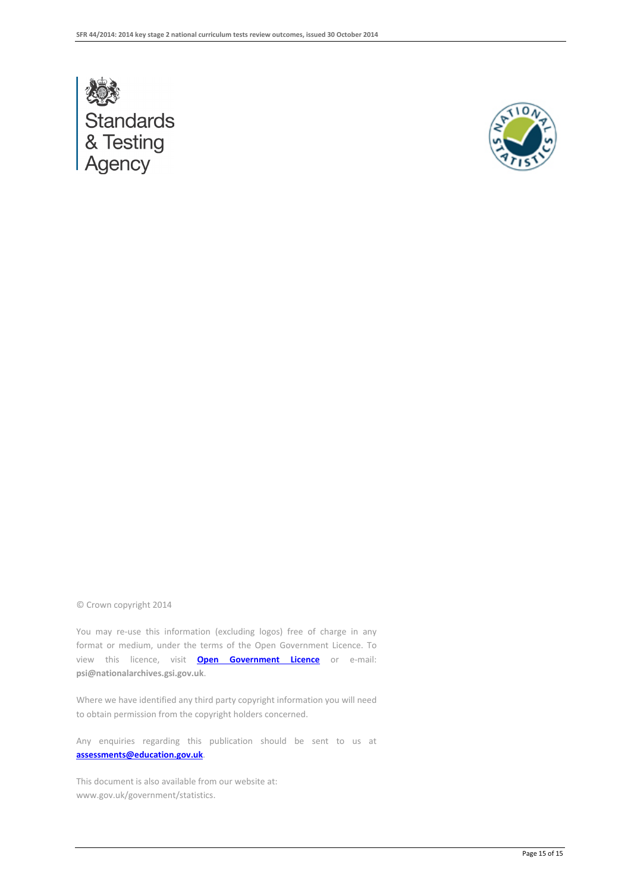Standards & Testing Agency

© Crown copyright 2014

You may re-use this information (excluding logos) free of charge in any format or medium, under the terms of the Open Government Licence. To view this licence, visit **Open Government Licence** or e-mail: **psi@nationalarchives.gsi.gov.uk**.

Where we have identified any third party copyright information you will need to obtain permission from the copyright holders concerned.

Any enquiries regarding this publication should be sent to us at **assessments@education.gov.uk**.

This document is also available from our website at:
www.gov.uk/government/statistics.